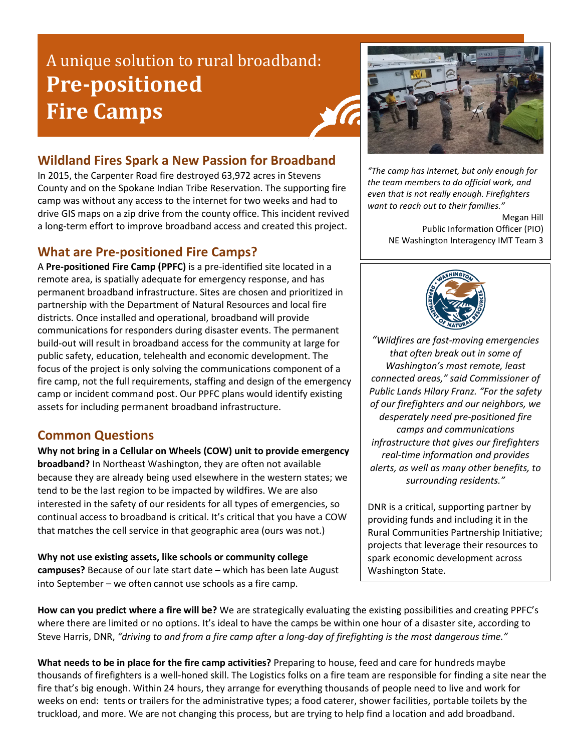# A unique solution to rural broadband: **Pre-positioned Fire Camps**

## Wildland Fires Spark a New Passion for Broadband

In 2015, the Carpenter Road fire destroyed 63,972 acres in Stevens County and on the Spokane Indian Tribe Reservation. The supporting fire camp was without any access to the internet for two weeks and had to drive GIS maps on a zip drive from the county office. This incident revived a long-term effort to improve broadband access and created this project.

## What are Pre-positioned Fire Camps?

A **Pre-positioned Fire Camp (PPFC)** is a pre-identified site located in a remote area, is spatially adequate for emergency response, and has permanent broadband infrastructure. Sites are chosen and prioritized in partnership with the Department of Natural Resources and local fire districts. Once installed and operational, broadband will provide communications for responders during disaster events. The permanent build-out will result in broadband access for the community at large for public safety, education, telehealth and economic development. The focus of the project is only solving the communications component of a fire camp, not the full requirements, staffing and design of the emergency camp or incident command post. Our PPFC plans would identify existing assets for including permanent broadband infrastructure.

*"The camp has internet, but only enough for the team members to do official work, and even that is not really enough. Firefighters want to reach out to their families."*

Megan Hill
Public Information Officer (PIO)
NE Washington Interagency IMT Team 3

*"Wildfires are fast-moving emergencies that often break out in some of Washington's most remote, least connected areas," said Commissioner of Public Lands Hilary Franz. "For the safety of our firefighters and our neighbors, we desperately need pre-positioned fire camps and communications infrastructure that gives our firefighters real-time information and provides alerts, as well as many other benefits, to surrounding residents."*

DNR is a critical, supporting partner by providing funds and including it in the Rural Communities Partnership Initiative; projects that leverage their resources to spark economic development across Washington State.

## Common Questions

**Why not bring in a Cellular on Wheels (COW) unit to provide emergency broadband?** In Northeast Washington, they are often not available because they are already being used elsewhere in the western states; we tend to be the last region to be impacted by wildfires. We are also interested in the safety of our residents for all types of emergencies, so continual access to broadband is critical. It's critical that you have a COW that matches the cell service in that geographic area (ours was not.)

**Why not use existing assets, like schools or community college campuses?** Because of our late start date – which has been late August into September – we often cannot use schools as a fire camp.

**How can you predict where a fire will be?** We are strategically evaluating the existing possibilities and creating PPFC's where there are limited or no options. It's ideal to have the camps be within one hour of a disaster site, according to Steve Harris, DNR, *"driving to and from a fire camp after a long-day of firefighting is the most dangerous time."*

**What needs to be in place for the fire camp activities?** Preparing to house, feed and care for hundreds maybe thousands of firefighters is a well-honed skill. The Logistics folks on a fire team are responsible for finding a site near the fire that's big enough. Within 24 hours, they arrange for everything thousands of people need to live and work for weeks on end: tents or trailers for the administrative types; a food caterer, shower facilities, portable toilets by the truckload, and more. We are not changing this process, but are trying to help find a location and add broadband.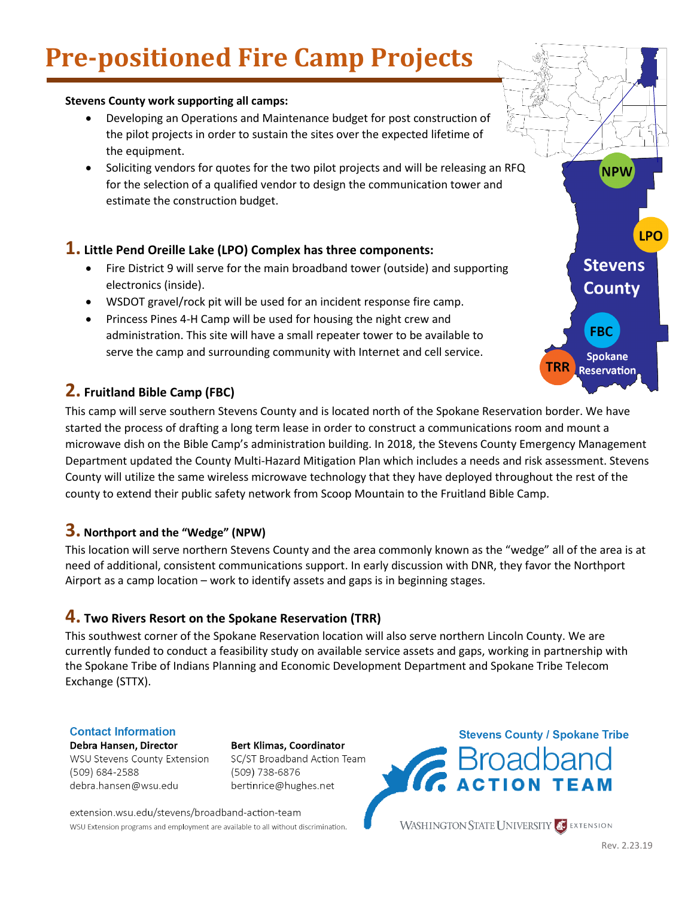# Pre-positioned Fire Camp Projects

**Stevens County work supporting all camps:**

- Developing an Operations and Maintenance budget for post construction of the pilot projects in order to sustain the sites over the expected lifetime of the equipment.
- Soliciting vendors for quotes for the two pilot projects and will be releasing an RFQ for the selection of a qualified vendor to design the communication tower and estimate the construction budget.

NPW

LPO

Stevens County

FBC

TRR

Spokane Reservation

## 1. Little Pend Oreille Lake (LPO) Complex has three components:

- Fire District 9 will serve for the main broadband tower (outside) and supporting electronics (inside).
- WSDOT gravel/rock pit will be used for an incident response fire camp.
- Princess Pines 4-H Camp will be used for housing the night crew and administration. This site will have a small repeater tower to be available to serve the camp and surrounding community with Internet and cell service.

## 2. Fruitland Bible Camp (FBC)

This camp will serve southern Stevens County and is located north of the Spokane Reservation border. We have started the process of drafting a long term lease in order to construct a communications room and mount a microwave dish on the Bible Camp's administration building. In 2018, the Stevens County Emergency Management Department updated the County Multi-Hazard Mitigation Plan which includes a needs and risk assessment. Stevens County will utilize the same wireless microwave technology that they have deployed throughout the rest of the county to extend their public safety network from Scoop Mountain to the Fruitland Bible Camp.

## 3. Northport and the "Wedge" (NPW)

This location will serve northern Stevens County and the area commonly known as the "wedge" all of the area is at need of additional, consistent communications support. In early discussion with DNR, they favor the Northport Airport as a camp location – work to identify assets and gaps is in beginning stages.

## 4. Two Rivers Resort on the Spokane Reservation (TRR)

This southwest corner of the Spokane Reservation location will also serve northern Lincoln County. We are currently funded to conduct a feasibility study on available service assets and gaps, working in partnership with the Spokane Tribe of Indians Planning and Economic Development Department and Spokane Tribe Telecom Exchange (STTX).

### Contact Information

**Debra Hansen, Director**
WSU Stevens County Extension
(509) 684-2588
debra.hansen@wsu.edu

**Bert Klimas, Coordinator**
SC/ST Broadband Action Team
(509) 738-6876
bertinrice@hughes.net

extension.wsu.edu/stevens/broadband-action-team

WSU Extension programs and employment are available to all without discrimination.

Stevens County / Spokane Tribe
Broadband
ACTION TEAM

Washington State University Extension

Rev. 2.23.19